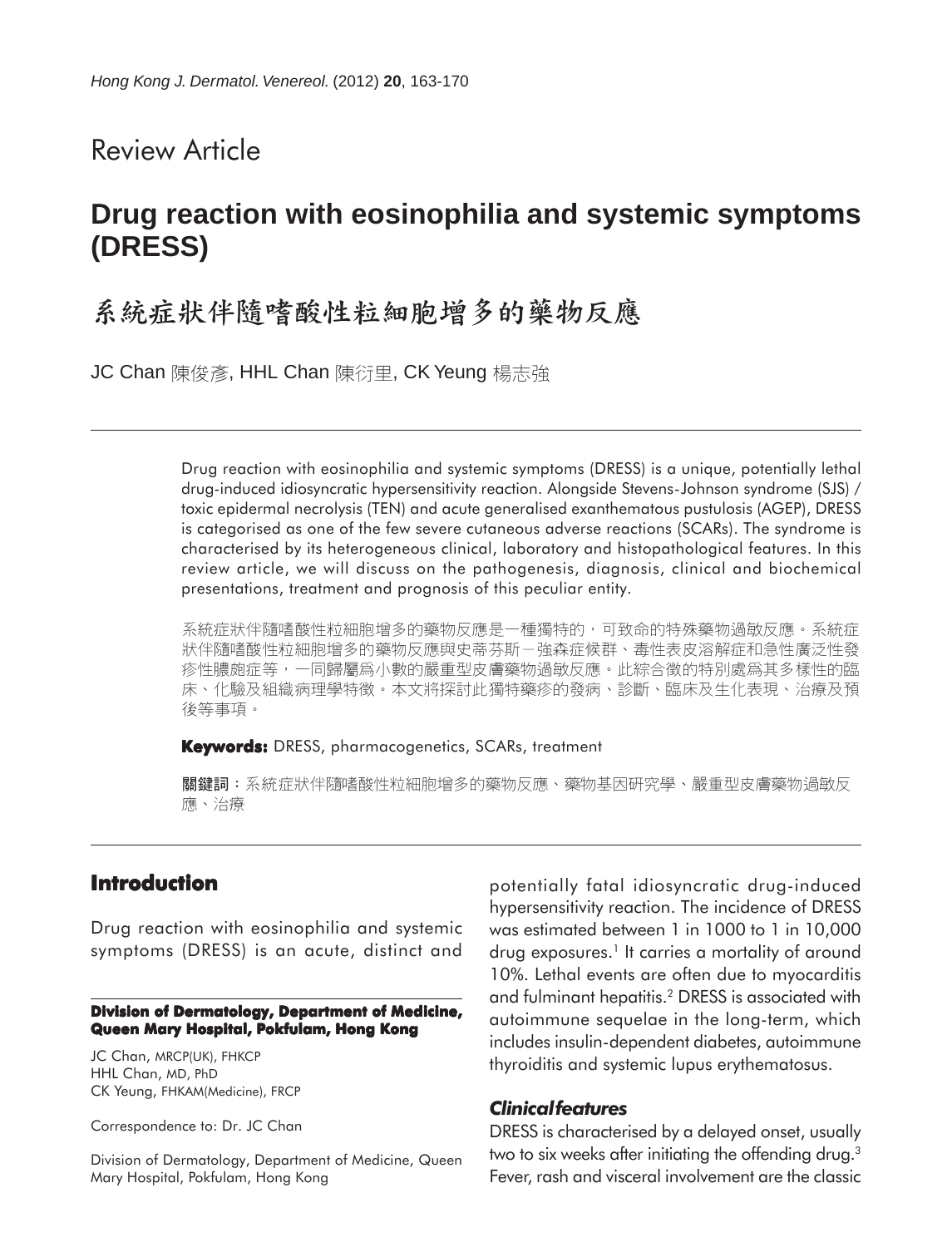Review Article

# Drug reaction with eosinophilia and systemic symptoms (DRESS)

# 系統症狀伴隨嗜酸性粒細胞增多的藥物反應

JC Chan 陳俊彥, HHL Chan 陳衍里, CK Yeung 楊志強

Drug reaction with eosinophilia and systemic symptoms (DRESS) is a unique, potentially lethal drug-induced idiosyncratic hypersensitivity reaction. Alongside Stevens-Johnson syndrome (SJS) / toxic epidermal necrolysis (TEN) and acute generalised exanthematous pustulosis (AGEP), DRESS is categorised as one of the few severe cutaneous adverse reactions (SCARs). The syndrome is characterised by its heterogeneous clinical, laboratory and histopathological features. In this review article, we will discuss on the pathogenesis, diagnosis, clinical and biochemical presentations, treatment and prognosis of this peculiar entity.

系統症狀伴隨嗜酸性粒細胞增多的藥物反應是一種獨特的，可致命的特殊藥物過敏反應。系統症狀伴隨嗜酸性粒細胞增多的藥物反應與史蒂芬斯－強森症候群、毒性表皮溶解症和急性廣泛性發疹性膿皰症等，一同歸屬爲小數的嚴重型皮膚藥物過敏反應。此綜合徵的特別處爲其多樣性的臨床、化驗及組織病理學特徵。本文將探討此獨特藥疹的發病、診斷、臨床及生化表現、治療及預後等事項。

**Keywords:** DRESS, pharmacogenetics, SCARs, treatment

**關鍵詞**：系統症狀伴隨嗜酸性粒細胞增多的藥物反應、藥物基因研究學、嚴重型皮膚藥物過敏反應、治療

## Introduction

Drug reaction with eosinophilia and systemic symptoms (DRESS) is an acute, distinct and potentially fatal idiosyncratic drug-induced hypersensitivity reaction. The incidence of DRESS was estimated between 1 in 1000 to 1 in 10,000 drug exposures.[1] It carries a mortality of around 10%. Lethal events are often due to myocarditis and fulminant hepatitis.[2] DRESS is associated with autoimmune sequelae in the long-term, which includes insulin-dependent diabetes, autoimmune thyroiditis and systemic lupus erythematosus.

### *Clinical features*

DRESS is characterised by a delayed onset, usually two to six weeks after initiating the offending drug.[3] Fever, rash and visceral involvement are the classic

**Division of Dermatology, Department of Medicine, Queen Mary Hospital, Pokfulam, Hong Kong**

JC Chan, MRCP(UK), FHKCP
HHL Chan, MD, PhD
CK Yeung, FHKAM(Medicine), FRCP

Correspondence to: Dr. JC Chan

Division of Dermatology, Department of Medicine, Queen Mary Hospital, Pokfulam, Hong Kong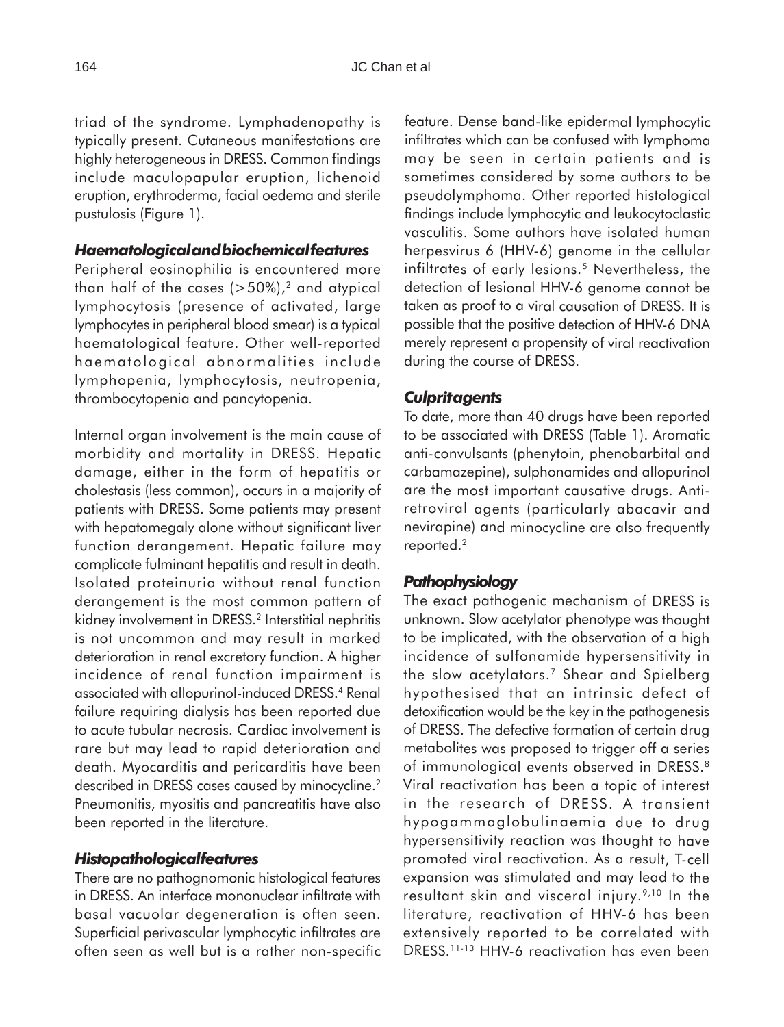triad of the syndrome. Lymphadenopathy is typically present. Cutaneous manifestations are highly heterogeneous in DRESS. Common findings include maculopapular eruption, lichenoid eruption, erythroderma, facial oedema and sterile pustulosis (Figure 1).

### *Haematological and biochemical features*

Peripheral eosinophilia is encountered more than half of the cases (>50%),[2] and atypical lymphocytosis (presence of activated, large lymphocytes in peripheral blood smear) is a typical haematological feature. Other well-reported haematological abnormalities include lymphopenia, lymphocytosis, neutropenia, thrombocytopenia and pancytopenia.

Internal organ involvement is the main cause of morbidity and mortality in DRESS. Hepatic damage, either in the form of hepatitis or cholestasis (less common), occurs in a majority of patients with DRESS. Some patients may present with hepatomegaly alone without significant liver function derangement. Hepatic failure may complicate fulminant hepatitis and result in death. Isolated proteinuria without renal function derangement is the most common pattern of kidney involvement in DRESS.[2] Interstitial nephritis is not uncommon and may result in marked deterioration in renal excretory function. A higher incidence of renal function impairment is associated with allopurinol-induced DRESS.[4] Renal failure requiring dialysis has been reported due to acute tubular necrosis. Cardiac involvement is rare but may lead to rapid deterioration and death. Myocarditis and pericarditis have been described in DRESS cases caused by minocycline.[2] Pneumonitis, myositis and pancreatitis have also been reported in the literature.

### *Histopathological features*

There are no pathognomonic histological features in DRESS. An interface mononuclear infiltrate with basal vacuolar degeneration is often seen. Superficial perivascular lymphocytic infiltrates are often seen as well but is a rather non-specific feature. Dense band-like epidermal lymphocytic infiltrates which can be confused with lymphoma may be seen in certain patients and is sometimes considered by some authors to be pseudolymphoma. Other reported histological findings include lymphocytic and leukocytoclastic vasculitis. Some authors have isolated human herpesvirus 6 (HHV-6) genome in the cellular infiltrates of early lesions.[5] Nevertheless, the detection of lesional HHV-6 genome cannot be taken as proof to a viral causation of DRESS. It is possible that the positive detection of HHV-6 DNA merely represent a propensity of viral reactivation during the course of DRESS.

### *Culprit agents*

To date, more than 40 drugs have been reported to be associated with DRESS (Table 1). Aromatic anti-convulsants (phenytoin, phenobarbital and carbamazepine), sulphonamides and allopurinol are the most important causative drugs. Antiretroviral agents (particularly abacavir and nevirapine) and minocycline are also frequently reported.[2]

### *Pathophysiology*

The exact pathogenic mechanism of DRESS is unknown. Slow acetylator phenotype was thought to be implicated, with the observation of a high incidence of sulfonamide hypersensitivity in the slow acetylators.[7] Shear and Spielberg hypothesised that an intrinsic defect of detoxification would be the key in the pathogenesis of DRESS. The defective formation of certain drug metabolites was proposed to trigger off a series of immunological events observed in DRESS.[8] Viral reactivation has been a topic of interest in the research of DRESS. A transient hypogammaglobulinaemia due to drug hypersensitivity reaction was thought to have promoted viral reactivation. As a result, T-cell expansion was stimulated and may lead to the resultant skin and visceral injury.[9,10] In the literature, reactivation of HHV-6 has been extensively reported to be correlated with DRESS.[11-13] HHV-6 reactivation has even been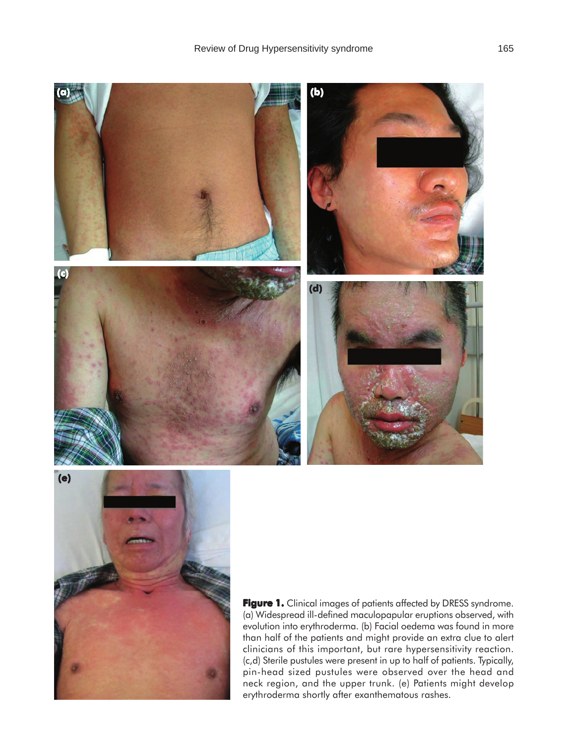**Figure 1.** Clinical images of patients affected by DRESS syndrome. (a) Widespread ill-defined maculopapular eruptions observed, with evolution into erythroderma. (b) Facial oedema was found in more than half of the patients and might provide an extra clue to alert clinicians of this important, but rare hypersensitivity reaction. (c,d) Sterile pustules were present in up to half of patients. Typically, pin-head sized pustules were observed over the head and neck region, and the upper trunk. (e) Patients might develop erythroderma shortly after exanthematous rashes.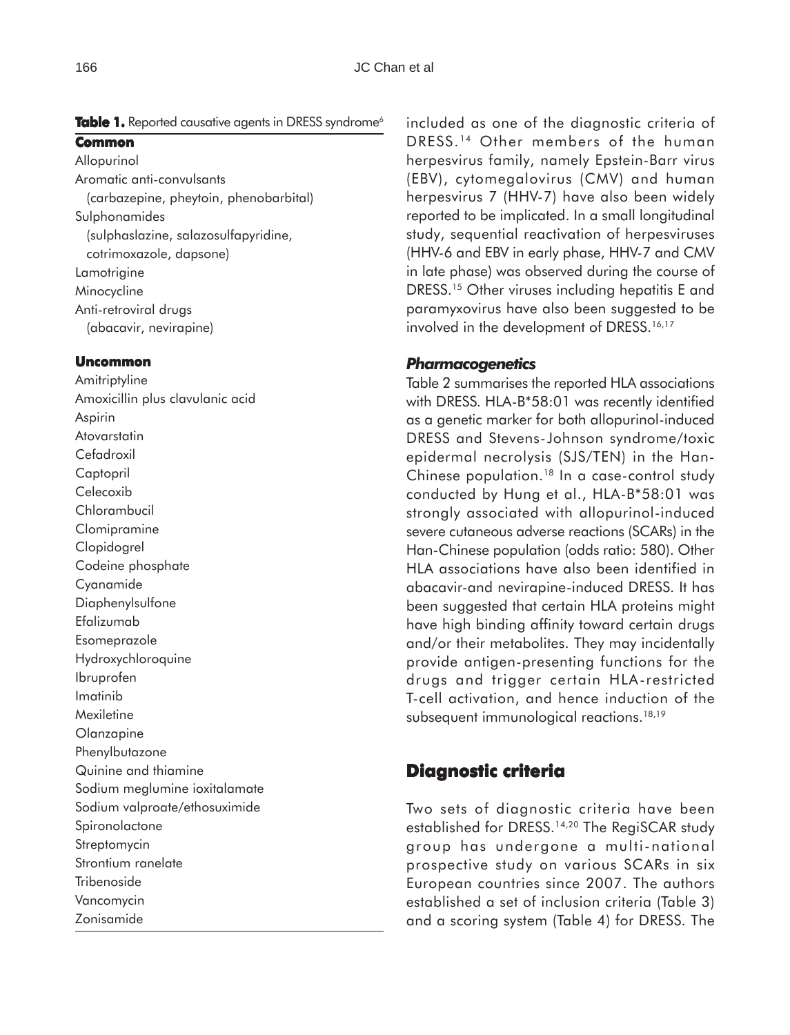**Table 1.** Reported causative agents in DRESS syndrome[6]

| **Common** |
|---|
| Allopurinol |
| Aromatic anti-convulsants (carbazepine, pheytoin, phenobarbital) |
| Sulphonamides (sulphaslazine, salazosulfapyridine, cotrimoxazole, dapsone) |
| Lamotrigine |
| Minocycline |
| Anti-retroviral drugs (abacavir, nevirapine) |
| **Uncommon** |
| Amitriptyline |
| Amoxicillin plus clavulanic acid |
| Aspirin |
| Atovarstatin |
| Cefadroxil |
| Captopril |
| Celecoxib |
| Chlorambucil |
| Clomipramine |
| Clopidogrel |
| Codeine phosphate |
| Cyanamide |
| Diaphenylsulfone |
| Efalizumab |
| Esomeprazole |
| Hydroxychloroquine |
| Ibruprofen |
| Imatinib |
| Mexiletine |
| Olanzapine |
| Phenylbutazone |
| Quinine and thiamine |
| Sodium meglumine ioxitalamate |
| Sodium valproate/ethosuximide |
| Spironolactone |
| Streptomycin |
| Strontium ranelate |
| Tribenoside |
| Vancomycin |
| Zonisamide |

included as one of the diagnostic criteria of DRESS.[14] Other members of the human herpesvirus family, namely Epstein-Barr virus (EBV), cytomegalovirus (CMV) and human herpesvirus 7 (HHV-7) have also been widely reported to be implicated. In a small longitudinal study, sequential reactivation of herpesviruses (HHV-6 and EBV in early phase, HHV-7 and CMV in late phase) was observed during the course of DRESS.[15] Other viruses including hepatitis E and paramyxovirus have also been suggested to be involved in the development of DRESS.[16,17]

### *Pharmacogenetics*

Table 2 summarises the reported HLA associations with DRESS. HLA-B*58:01 was recently identified as a genetic marker for both allopurinol-induced DRESS and Stevens-Johnson syndrome/toxic epidermal necrolysis (SJS/TEN) in the Han-Chinese population.[18] In a case-control study conducted by Hung et al., HLA-B*58:01 was strongly associated with allopurinol-induced severe cutaneous adverse reactions (SCARs) in the Han-Chinese population (odds ratio: 580). Other HLA associations have also been identified in abacavir-and nevirapine-induced DRESS. It has been suggested that certain HLA proteins might have high binding affinity toward certain drugs and/or their metabolites. They may incidentally provide antigen-presenting functions for the drugs and trigger certain HLA-restricted T-cell activation, and hence induction of the subsequent immunological reactions.[18,19]

## Diagnostic criteria

Two sets of diagnostic criteria have been established for DRESS.[14,20] The RegiSCAR study group has undergone a multi-national prospective study on various SCARs in six European countries since 2007. The authors established a set of inclusion criteria (Table 3) and a scoring system (Table 4) for DRESS. The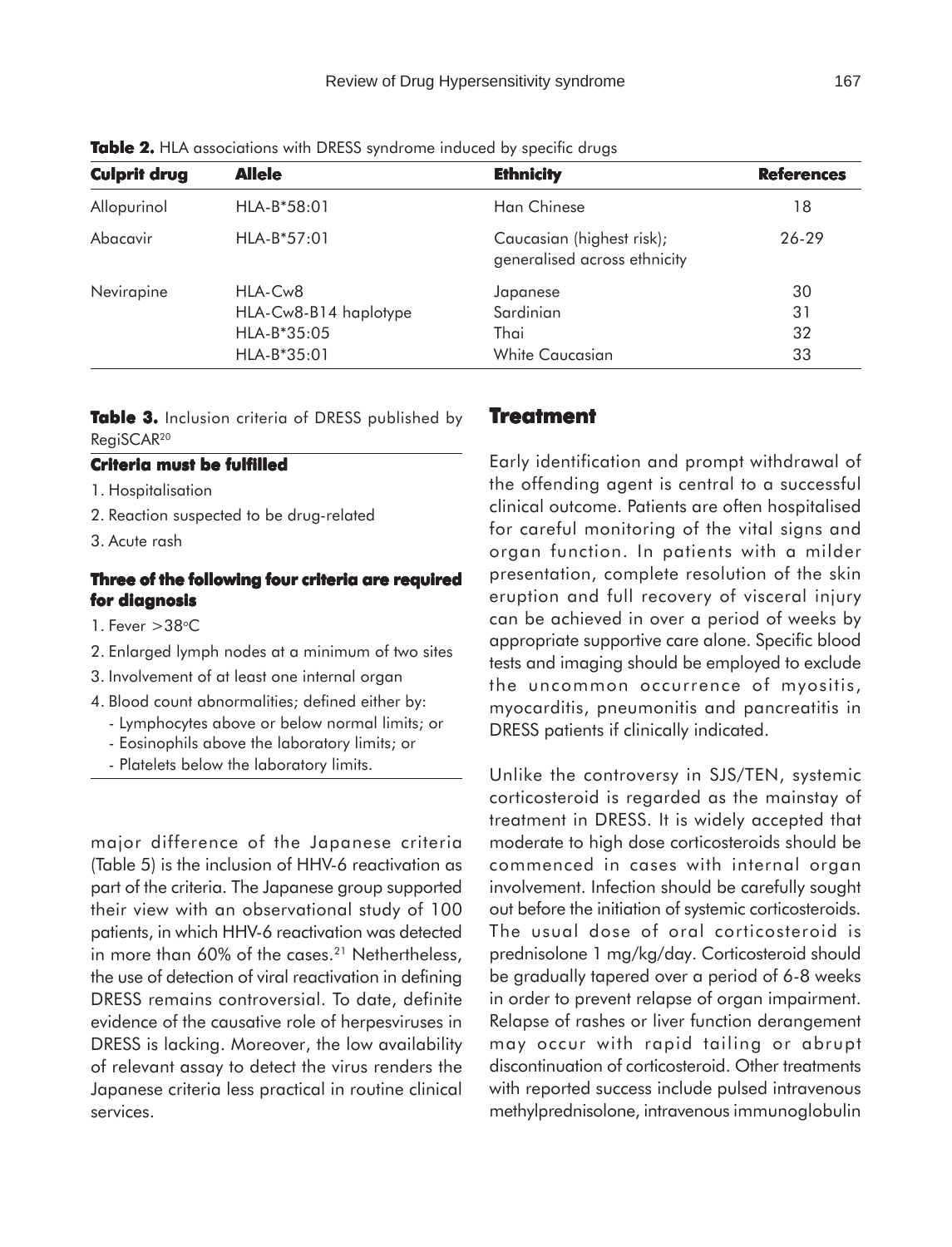**Table 2.** HLA associations with DRESS syndrome induced by specific drugs

| Culprit drug | Allele | Ethnicity | References |
|---|---|---|---|
| Allopurinol | HLA-B*58:01 | Han Chinese | 18 |
| Abacavir | HLA-B*57:01 | Caucasian (highest risk); generalised across ethnicity | 26-29 |
| Nevirapine | HLA-Cw8 | Japanese | 30 |
| | HLA-Cw8-B14 haplotype | Sardinian | 31 |
| | HLA-B*35:05 | Thai | 32 |
| | HLA-B*35:01 | White Caucasian | 33 |

**Table 3.** Inclusion criteria of DRESS published by RegiSCAR[20]

**Criteria must be fulfilled**

1. Hospitalisation
2. Reaction suspected to be drug-related
3. Acute rash

**Three of the following four criteria are required for diagnosis**

1. Fever >38°C
2. Enlarged lymph nodes at a minimum of two sites
3. Involvement of at least one internal organ
4. Blood count abnormalities; defined either by:
   - Lymphocytes above or below normal limits; or
   - Eosinophils above the laboratory limits; or
   - Platelets below the laboratory limits.

major difference of the Japanese criteria (Table 5) is the inclusion of HHV-6 reactivation as part of the criteria. The Japanese group supported their view with an observational study of 100 patients, in which HHV-6 reactivation was detected in more than 60% of the cases.[21] Nethertheless, the use of detection of viral reactivation in defining DRESS remains controversial. To date, definite evidence of the causative role of herpesviruses in DRESS is lacking. Moreover, the low availability of relevant assay to detect the virus renders the Japanese criteria less practical in routine clinical services.

## Treatment

Early identification and prompt withdrawal of the offending agent is central to a successful clinical outcome. Patients are often hospitalised for careful monitoring of the vital signs and organ function. In patients with a milder presentation, complete resolution of the skin eruption and full recovery of visceral injury can be achieved in over a period of weeks by appropriate supportive care alone. Specific blood tests and imaging should be employed to exclude the uncommon occurrence of myositis, myocarditis, pneumonitis and pancreatitis in DRESS patients if clinically indicated.

Unlike the controversy in SJS/TEN, systemic corticosteroid is regarded as the mainstay of treatment in DRESS. It is widely accepted that moderate to high dose corticosteroids should be commenced in cases with internal organ involvement. Infection should be carefully sought out before the initiation of systemic corticosteroids. The usual dose of oral corticosteroid is prednisolone 1 mg/kg/day. Corticosteroid should be gradually tapered over a period of 6-8 weeks in order to prevent relapse of organ impairment. Relapse of rashes or liver function derangement may occur with rapid tailing or abrupt discontinuation of corticosteroid. Other treatments with reported success include pulsed intravenous methylprednisolone, intravenous immunoglobulin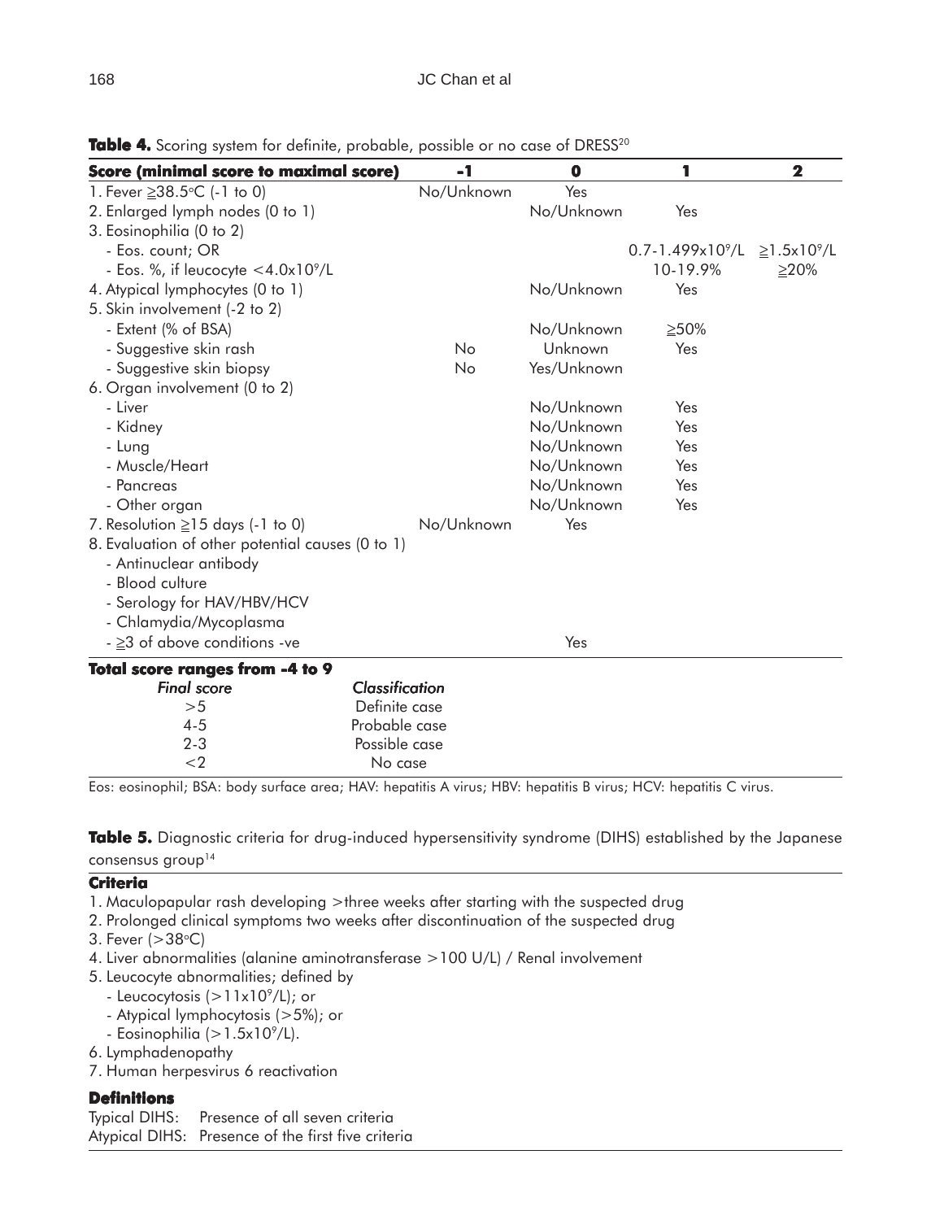**Table 4.** Scoring system for definite, probable, possible or no case of DRESS[20]

| Score (minimal score to maximal score) | -1 | 0 | 1 | 2 |
|---|---|---|---|---|
| 1. Fever ≧38.5°C (-1 to 0) | No/Unknown | Yes | | |
| 2. Enlarged lymph nodes (0 to 1) | | No/Unknown | Yes | |
| 3. Eosinophilia (0 to 2) | | | | |
| - Eos. count; OR | | | $0.7$-$1.499 \times 10^9$/L | $\geq 1.5 \times 10^9$/L |
| - Eos. %, if leucocyte $< 4.0 \times 10^9$/L | | | 10-19.9% | ≧20% |
| 4. Atypical lymphocytes (0 to 1) | | No/Unknown | Yes | |
| 5. Skin involvement (-2 to 2) | | | | |
| - Extent (% of BSA) | | No/Unknown | ≧50% | |
| - Suggestive skin rash | No | Unknown | Yes | |
| - Suggestive skin biopsy | No | Yes/Unknown | | |
| 6. Organ involvement (0 to 2) | | | | |
| - Liver | | No/Unknown | Yes | |
| - Kidney | | No/Unknown | Yes | |
| - Lung | | No/Unknown | Yes | |
| - Muscle/Heart | | No/Unknown | Yes | |
| - Pancreas | | No/Unknown | Yes | |
| - Other organ | | No/Unknown | Yes | |
| 7. Resolution ≧15 days (-1 to 0) | No/Unknown | Yes | | |
| 8. Evaluation of other potential causes (0 to 1) | | | | |
| - Antinuclear antibody | | | | |
| - Blood culture | | | | |
| - Serology for HAV/HBV/HCV | | | | |
| - Chlamydia/Mycoplasma | | | | |
| - ≧3 of above conditions -ve | | Yes | | |

**Total score ranges from -4 to 9**

| *Final score* | *Classification* |
|---|---|
| >5 | Definite case |
| 4-5 | Probable case |
| 2-3 | Possible case |
| <2 | No case |

Eos: eosinophil; BSA: body surface area; HAV: hepatitis A virus; HBV: hepatitis B virus; HCV: hepatitis C virus.

**Table 5.** Diagnostic criteria for drug-induced hypersensitivity syndrome (DIHS) established by the Japanese consensus group[14]

**Criteria**

1. Maculopapular rash developing >three weeks after starting with the suspected drug
2. Prolonged clinical symptoms two weeks after discontinuation of the suspected drug
3. Fever (>38°C)
4. Liver abnormalities (alanine aminotransferase >100 U/L) / Renal involvement
5. Leucocyte abnormalities; defined by
   - Leucocytosis ($> 11 \times 10^9$/L); or
   - Atypical lymphocytosis (>5%); or
   - Eosinophilia ($> 1.5 \times 10^9$/L).
6. Lymphadenopathy
7. Human herpesvirus 6 reactivation

**Definitions**

Typical DIHS: Presence of all seven criteria
Atypical DIHS: Presence of the first five criteria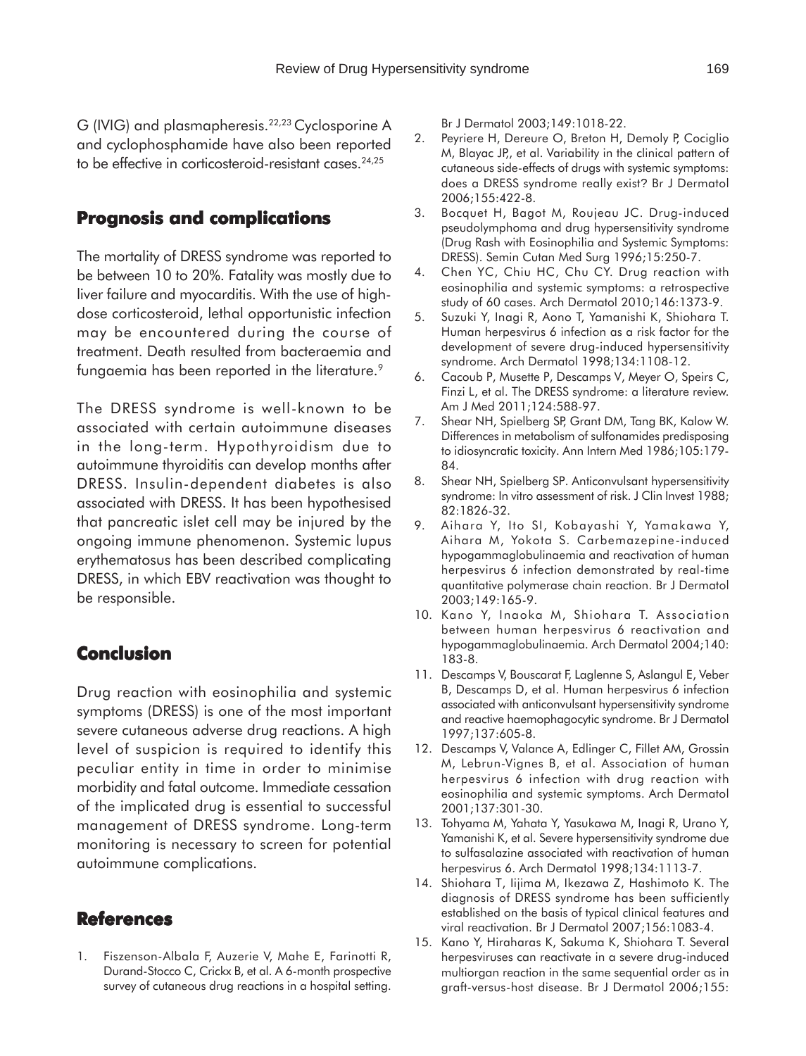G (IVIG) and plasmapheresis.[22,23] Cyclosporine A and cyclophosphamide have also been reported to be effective in corticosteroid-resistant cases.[24,25]

## Prognosis and complications

The mortality of DRESS syndrome was reported to be between 10 to 20%. Fatality was mostly due to liver failure and myocarditis. With the use of high-dose corticosteroid, lethal opportunistic infection may be encountered during the course of treatment. Death resulted from bacteraemia and fungaemia has been reported in the literature.[9]

The DRESS syndrome is well-known to be associated with certain autoimmune diseases in the long-term. Hypothyroidism due to autoimmune thyroiditis can develop months after DRESS. Insulin-dependent diabetes is also associated with DRESS. It has been hypothesised that pancreatic islet cell may be injured by the ongoing immune phenomenon. Systemic lupus erythematosus has been described complicating DRESS, in which EBV reactivation was thought to be responsible.

## Conclusion

Drug reaction with eosinophilia and systemic symptoms (DRESS) is one of the most important severe cutaneous adverse drug reactions. A high level of suspicion is required to identify this peculiar entity in time in order to minimise morbidity and fatal outcome. Immediate cessation of the implicated drug is essential to successful management of DRESS syndrome. Long-term monitoring is necessary to screen for potential autoimmune complications.

## References

1. Fiszenson-Albala F, Auzerie V, Mahe E, Farinotti R, Durand-Stocco C, Crickx B, et al. A 6-month prospective survey of cutaneous drug reactions in a hospital setting. Br J Dermatol 2003;149:1018-22.
2. Peyriere H, Dereure O, Breton H, Demoly P, Cociglio M, Blayac JP,, et al. Variability in the clinical pattern of cutaneous side-effects of drugs with systemic symptoms: does a DRESS syndrome really exist? Br J Dermatol 2006;155:422-8.
3. Bocquet H, Bagot M, Roujeau JC. Drug-induced pseudolymphoma and drug hypersensitivity syndrome (Drug Rash with Eosinophilia and Systemic Symptoms: DRESS). Semin Cutan Med Surg 1996;15:250-7.
4. Chen YC, Chiu HC, Chu CY. Drug reaction with eosinophilia and systemic symptoms: a retrospective study of 60 cases. Arch Dermatol 2010;146:1373-9.
5. Suzuki Y, Inagi R, Aono T, Yamanishi K, Shiohara T. Human herpesvirus 6 infection as a risk factor for the development of severe drug-induced hypersensitivity syndrome. Arch Dermatol 1998;134:1108-12.
6. Cacoub P, Musette P, Descamps V, Meyer O, Speirs C, Finzi L, et al. The DRESS syndrome: a literature review. Am J Med 2011;124:588-97.
7. Shear NH, Spielberg SP, Grant DM, Tang BK, Kalow W. Differences in metabolism of sulfonamides predisposing to idiosyncratic toxicity. Ann Intern Med 1986;105:179-84.
8. Shear NH, Spielberg SP. Anticonvulsant hypersensitivity syndrome: In vitro assessment of risk. J Clin Invest 1988; 82:1826-32.
9. Aihara Y, Ito SI, Kobayashi Y, Yamakawa Y, Aihara M, Yokota S. Carbemazepine-induced hypogammaglobulinaemia and reactivation of human herpesvirus 6 infection demonstrated by real-time quantitative polymerase chain reaction. Br J Dermatol 2003;149:165-9.
10. Kano Y, Inaoka M, Shiohara T. Association between human herpesvirus 6 reactivation and hypogammaglobulinaemia. Arch Dermatol 2004;140: 183-8.
11. Descamps V, Bouscarat F, Laglenne S, Aslangul E, Veber B, Descamps D, et al. Human herpesvirus 6 infection associated with anticonvulsant hypersensitivity syndrome and reactive haemophagocytic syndrome. Br J Dermatol 1997;137:605-8.
12. Descamps V, Valance A, Edlinger C, Fillet AM, Grossin M, Lebrun-Vignes B, et al. Association of human herpesvirus 6 infection with drug reaction with eosinophilia and systemic symptoms. Arch Dermatol 2001;137:301-30.
13. Tohyama M, Yahata Y, Yasukawa M, Inagi R, Urano Y, Yamanishi K, et al. Severe hypersensitivity syndrome due to sulfasalazine associated with reactivation of human herpesvirus 6. Arch Dermatol 1998;134:1113-7.
14. Shiohara T, Iijima M, Ikezawa Z, Hashimoto K. The diagnosis of DRESS syndrome has been sufficiently established on the basis of typical clinical features and viral reactivation. Br J Dermatol 2007;156:1083-4.
15. Kano Y, Hiraharas K, Sakuma K, Shiohara T. Several herpesviruses can reactivate in a severe drug-induced multiorgan reaction in the same sequential order as in graft-versus-host disease. Br J Dermatol 2006;155: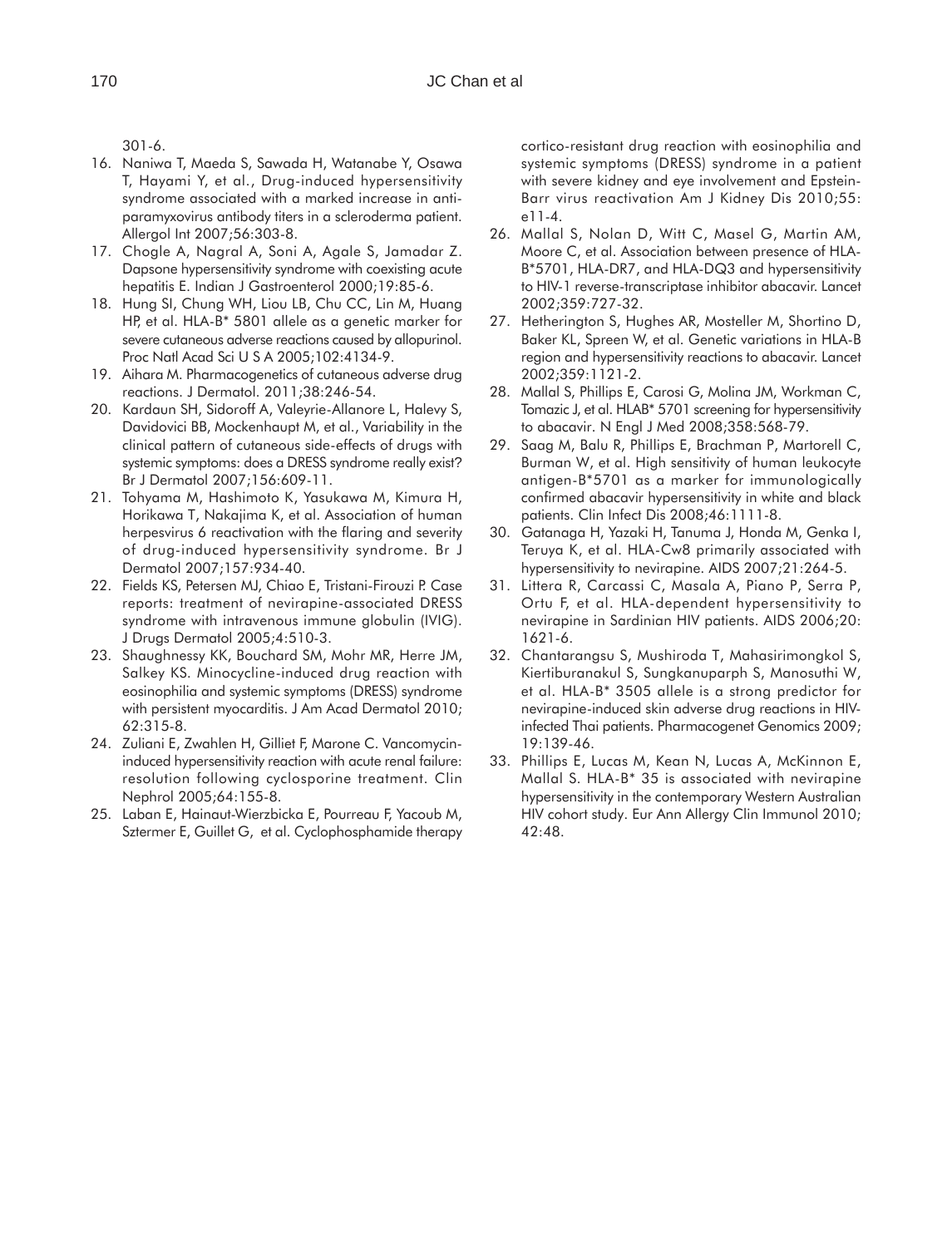301-6.

16. Naniwa T, Maeda S, Sawada H, Watanabe Y, Osawa T, Hayami Y, et al., Drug-induced hypersensitivity syndrome associated with a marked increase in anti-paramyxovirus antibody titers in a scleroderma patient. Allergol Int 2007;56:303-8.
17. Chogle A, Nagral A, Soni A, Agale S, Jamadar Z. Dapsone hypersensitivity syndrome with coexisting acute hepatitis E. Indian J Gastroenterol 2000;19:85-6.
18. Hung SI, Chung WH, Liou LB, Chu CC, Lin M, Huang HP, et al. HLA-B* 5801 allele as a genetic marker for severe cutaneous adverse reactions caused by allopurinol. Proc Natl Acad Sci U S A 2005;102:4134-9.
19. Aihara M. Pharmacogenetics of cutaneous adverse drug reactions. J Dermatol. 2011;38:246-54.
20. Kardaun SH, Sidoroff A, Valeyrie-Allanore L, Halevy S, Davidovici BB, Mockenhaupt M, et al., Variability in the clinical pattern of cutaneous side-effects of drugs with systemic symptoms: does a DRESS syndrome really exist? Br J Dermatol 2007;156:609-11.
21. Tohyama M, Hashimoto K, Yasukawa M, Kimura H, Horikawa T, Nakajima K, et al. Association of human herpesvirus 6 reactivation with the flaring and severity of drug-induced hypersensitivity syndrome. Br J Dermatol 2007;157:934-40.
22. Fields KS, Petersen MJ, Chiao E, Tristani-Firouzi P. Case reports: treatment of nevirapine-associated DRESS syndrome with intravenous immune globulin (IVIG). J Drugs Dermatol 2005;4:510-3.
23. Shaughnessy KK, Bouchard SM, Mohr MR, Herre JM, Salkey KS. Minocycline-induced drug reaction with eosinophilia and systemic symptoms (DRESS) syndrome with persistent myocarditis. J Am Acad Dermatol 2010; 62:315-8.
24. Zuliani E, Zwahlen H, Gilliet F, Marone C. Vancomycin-induced hypersensitivity reaction with acute renal failure: resolution following cyclosporine treatment. Clin Nephrol 2005;64:155-8.
25. Laban E, Hainaut-Wierzbicka E, Pourreau F, Yacoub M, Sztermer E, Guillet G, et al. Cyclophosphamide therapy cortico-resistant drug reaction with eosinophilia and systemic symptoms (DRESS) syndrome in a patient with severe kidney and eye involvement and Epstein-Barr virus reactivation Am J Kidney Dis 2010;55: e11-4.
26. Mallal S, Nolan D, Witt C, Masel G, Martin AM, Moore C, et al. Association between presence of HLA-B*5701, HLA-DR7, and HLA-DQ3 and hypersensitivity to HIV-1 reverse-transcriptase inhibitor abacavir. Lancet 2002;359:727-32.
27. Hetherington S, Hughes AR, Mosteller M, Shortino D, Baker KL, Spreen W, et al. Genetic variations in HLA-B region and hypersensitivity reactions to abacavir. Lancet 2002;359:1121-2.
28. Mallal S, Phillips E, Carosi G, Molina JM, Workman C, Tomazic J, et al. HLAB* 5701 screening for hypersensitivity to abacavir. N Engl J Med 2008;358:568-79.
29. Saag M, Balu R, Phillips E, Brachman P, Martorell C, Burman W, et al. High sensitivity of human leukocyte antigen-B*5701 as a marker for immunologically confirmed abacavir hypersensitivity in white and black patients. Clin Infect Dis 2008;46:1111-8.
30. Gatanaga H, Yazaki H, Tanuma J, Honda M, Genka I, Teruya K, et al. HLA-Cw8 primarily associated with hypersensitivity to nevirapine. AIDS 2007;21:264-5.
31. Littera R, Carcassi C, Masala A, Piano P, Serra P, Ortu F, et al. HLA-dependent hypersensitivity to nevirapine in Sardinian HIV patients. AIDS 2006;20: 1621-6.
32. Chantarangsu S, Mushiroda T, Mahasirimongkol S, Kiertiburanakul S, Sungkanuparph S, Manosuthi W, et al. HLA-B* 3505 allele is a strong predictor for nevirapine-induced skin adverse drug reactions in HIV-infected Thai patients. Pharmacogenet Genomics 2009; 19:139-46.
33. Phillips E, Lucas M, Kean N, Lucas A, McKinnon E, Mallal S. HLA-B* 35 is associated with nevirapine hypersensitivity in the contemporary Western Australian HIV cohort study. Eur Ann Allergy Clin Immunol 2010; 42:48.